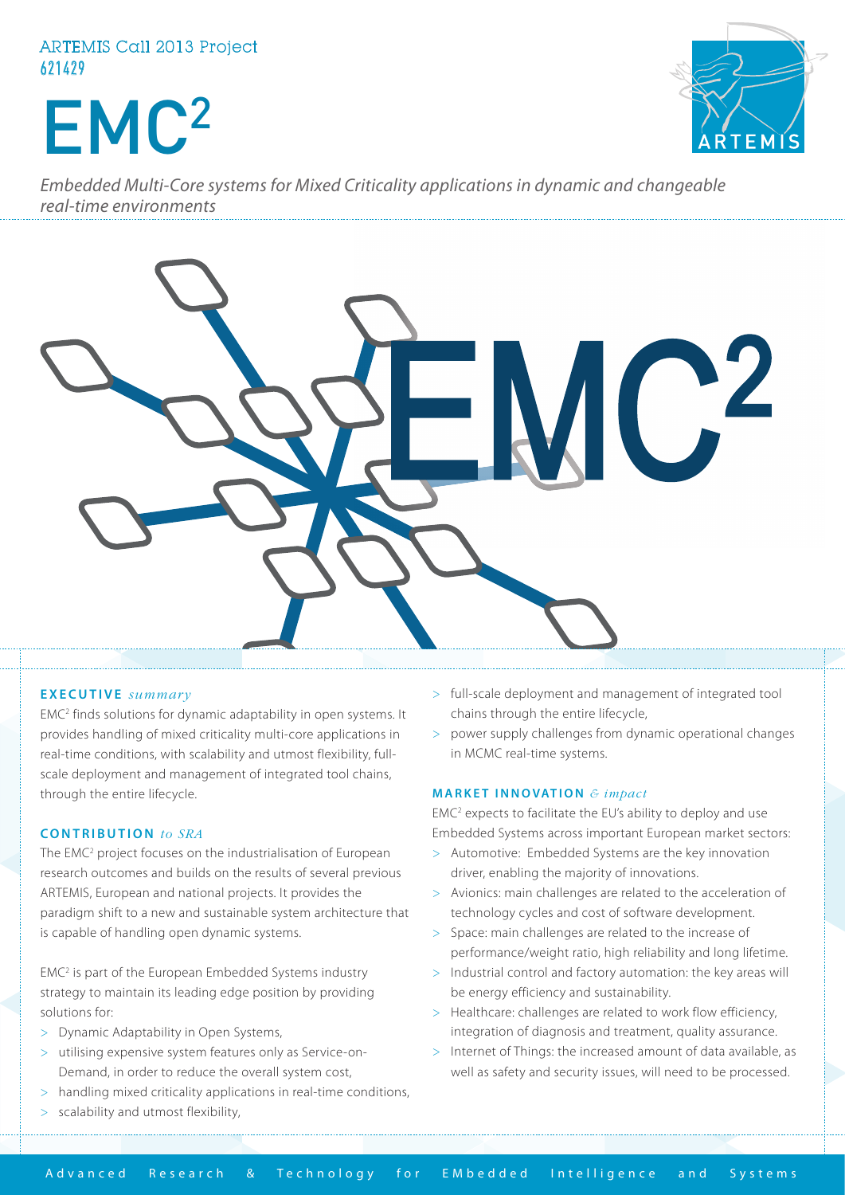ARTEMIS Call 2013 Project
621429

# EMC²

*Embedded Multi-Core systems for Mixed Criticality applications in dynamic and changeable real-time environments*

## EXECUTIVE *summary*

EMC² finds solutions for dynamic adaptability in open systems. It provides handling of mixed criticality multi-core applications in real-time conditions, with scalability and utmost flexibility, full-scale deployment and management of integrated tool chains, through the entire lifecycle.

## CONTRIBUTION *to SRA*

The EMC² project focuses on the industrialisation of European research outcomes and builds on the results of several previous ARTEMIS, European and national projects. It provides the paradigm shift to a new and sustainable system architecture that is capable of handling open dynamic systems.

EMC² is part of the European Embedded Systems industry strategy to maintain its leading edge position by providing solutions for:

- Dynamic Adaptability in Open Systems,
- utilising expensive system features only as Service-on-Demand, in order to reduce the overall system cost,
- handling mixed criticality applications in real-time conditions,
- scalability and utmost flexibility,
- full-scale deployment and management of integrated tool chains through the entire lifecycle,
- power supply challenges from dynamic operational changes in MCMC real-time systems.

## MARKET INNOVATION *& impact*

EMC² expects to facilitate the EU's ability to deploy and use Embedded Systems across important European market sectors:

- Automotive: Embedded Systems are the key innovation driver, enabling the majority of innovations.
- Avionics: main challenges are related to the acceleration of technology cycles and cost of software development.
- Space: main challenges are related to the increase of performance/weight ratio, high reliability and long lifetime.
- Industrial control and factory automation: the key areas will be energy efficiency and sustainability.
- Healthcare: challenges are related to work flow efficiency, integration of diagnosis and treatment, quality assurance.
- Internet of Things: the increased amount of data available, as well as safety and security issues, will need to be processed.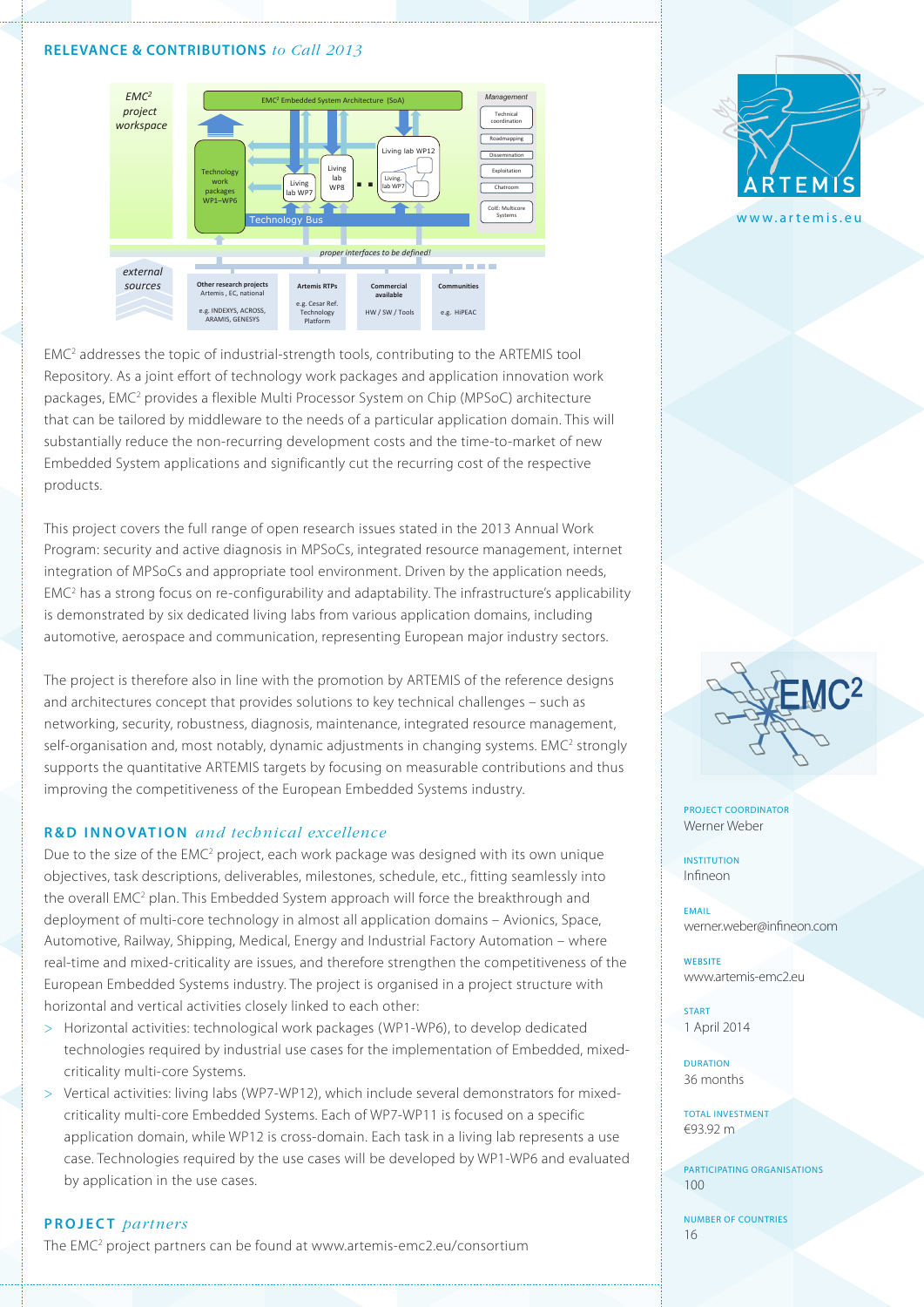## RELEVANCE & CONTRIBUTIONS *to Call 2013*

EMC² project workspace

EMC² Embedded System Architecture (SoA)

Management

Technical coordination

Roadmapping

Dissemination

Exploitation

Chatroom

CoE: Multicore Systems

Technology work packages WP1–WP6

Living lab WP7

Living lab WP8

Living lab WP12

Living lab WP7

Technology Bus

proper interfaces to be defined!

external sources

Other research projects Artemis, EC, national e.g. INDEXYS, ACROSS, ARAMIS, GENESYS

Artemis RTPs e.g. Cesar Ref. Technology Platform

Commercial available HW / SW / Tools

Communities e.g. HiPEAC

EMC² addresses the topic of industrial-strength tools, contributing to the ARTEMIS tool Repository. As a joint effort of technology work packages and application innovation work packages, EMC² provides a flexible Multi Processor System on Chip (MPSoC) architecture that can be tailored by middleware to the needs of a particular application domain. This will substantially reduce the non-recurring development costs and the time-to-market of new Embedded System applications and significantly cut the recurring cost of the respective products.

This project covers the full range of open research issues stated in the 2013 Annual Work Program: security and active diagnosis in MPSoCs, integrated resource management, internet integration of MPSoCs and appropriate tool environment. Driven by the application needs, EMC² has a strong focus on re-configurability and adaptability. The infrastructure's applicability is demonstrated by six dedicated living labs from various application domains, including automotive, aerospace and communication, representing European major industry sectors.

The project is therefore also in line with the promotion by ARTEMIS of the reference designs and architectures concept that provides solutions to key technical challenges – such as networking, security, robustness, diagnosis, maintenance, integrated resource management, self-organisation and, most notably, dynamic adjustments in changing systems. EMC² strongly supports the quantitative ARTEMIS targets by focusing on measurable contributions and thus improving the competitiveness of the European Embedded Systems industry.

## R&D INNOVATION *and technical excellence*

Due to the size of the EMC² project, each work package was designed with its own unique objectives, task descriptions, deliverables, milestones, schedule, etc., fitting seamlessly into the overall EMC² plan. This Embedded System approach will force the breakthrough and deployment of multi-core technology in almost all application domains – Avionics, Space, Automotive, Railway, Shipping, Medical, Energy and Industrial Factory Automation – where real-time and mixed-criticality are issues, and therefore strengthen the competitiveness of the European Embedded Systems industry. The project is organised in a project structure with horizontal and vertical activities closely linked to each other:

- Horizontal activities: technological work packages (WP1-WP6), to develop dedicated technologies required by industrial use cases for the implementation of Embedded, mixed-criticality multi-core Systems.
- Vertical activities: living labs (WP7-WP12), which include several demonstrators for mixed-criticality multi-core Embedded Systems. Each of WP7-WP11 is focused on a specific application domain, while WP12 is cross-domain. Each task in a living lab represents a use case. Technologies required by the use cases will be developed by WP1-WP6 and evaluated by application in the use cases.

## PROJECT *partners*

The EMC² project partners can be found at www.artemis-emc2.eu/consortium

ARTEMIS

www.artemis.eu

EMC²

PROJECT COORDINATOR
Werner Weber

INSTITUTION
Infineon

EMAIL
werner.weber@infineon.com

WEBSITE
www.artemis-emc2.eu

START
1 April 2014

DURATION
36 months

TOTAL INVESTMENT
€93.92 m

PARTICIPATING ORGANISATIONS
100

NUMBER OF COUNTRIES
16